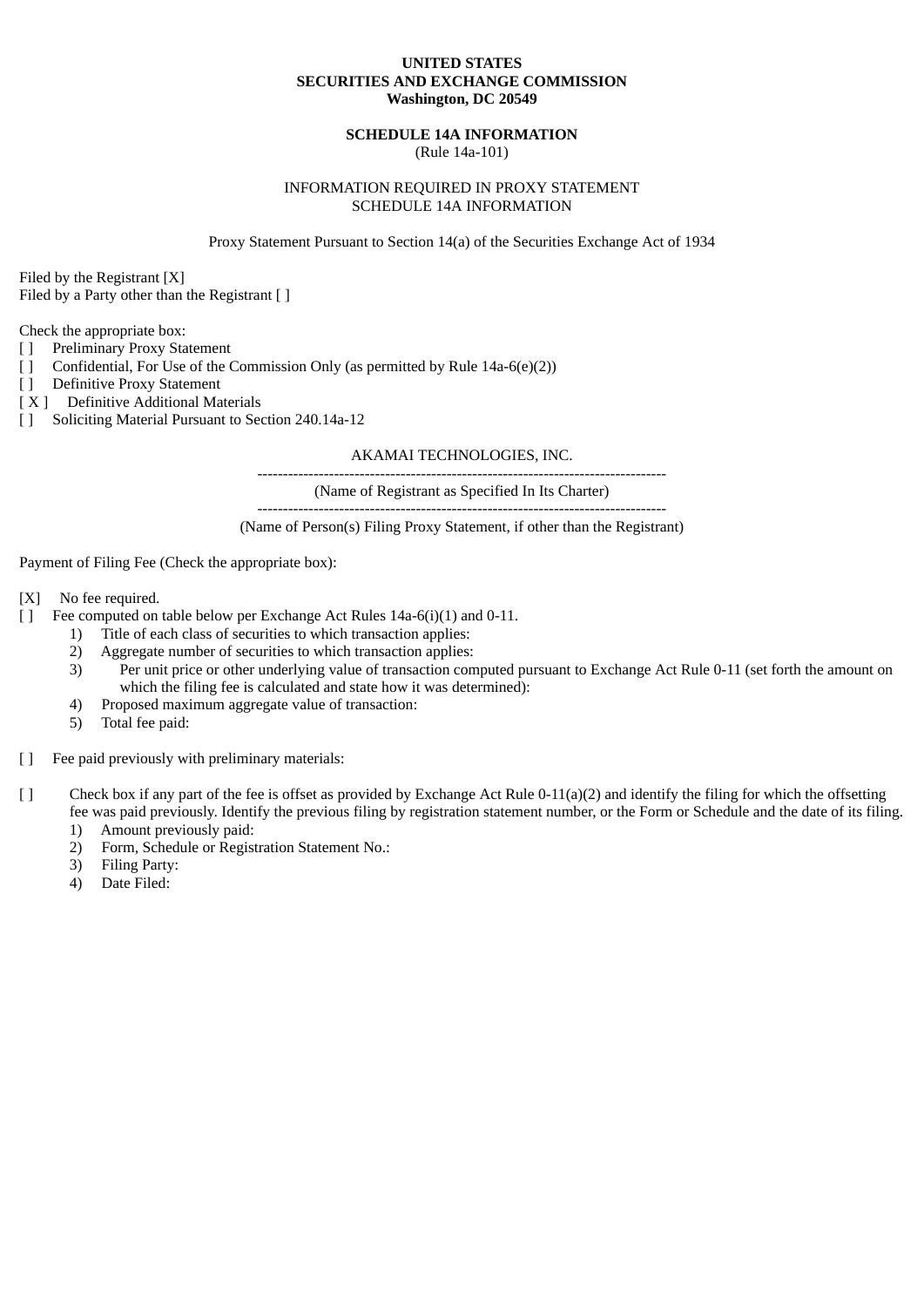**UNITED STATES**
**SECURITIES AND EXCHANGE COMMISSION**
**Washington, DC 20549**

**SCHEDULE 14A INFORMATION**
(Rule 14a-101)

INFORMATION REQUIRED IN PROXY STATEMENT
SCHEDULE 14A INFORMATION

Proxy Statement Pursuant to Section 14(a) of the Securities Exchange Act of 1934

Filed by the Registrant [X]
Filed by a Party other than the Registrant [ ]

Check the appropriate box:
[ ] Preliminary Proxy Statement
[ ] Confidential, For Use of the Commission Only (as permitted by Rule 14a-6(e)(2))
[ ] Definitive Proxy Statement
[ X ] Definitive Additional Materials
[ ] Soliciting Material Pursuant to Section 240.14a-12

AKAMAI TECHNOLOGIES, INC.
--------------------------------------------------------------------------------
(Name of Registrant as Specified In Its Charter)
--------------------------------------------------------------------------------
(Name of Person(s) Filing Proxy Statement, if other than the Registrant)

Payment of Filing Fee (Check the appropriate box):

[X] No fee required.
[ ] Fee computed on table below per Exchange Act Rules 14a-6(i)(1) and 0-11.
1) Title of each class of securities to which transaction applies:
2) Aggregate number of securities to which transaction applies:
3) Per unit price or other underlying value of transaction computed pursuant to Exchange Act Rule 0-11 (set forth the amount on which the filing fee is calculated and state how it was determined):
4) Proposed maximum aggregate value of transaction:
5) Total fee paid:

[ ] Fee paid previously with preliminary materials:

[ ] Check box if any part of the fee is offset as provided by Exchange Act Rule 0-11(a)(2) and identify the filing for which the offsetting fee was paid previously. Identify the previous filing by registration statement number, or the Form or Schedule and the date of its filing.
1) Amount previously paid:
2) Form, Schedule or Registration Statement No.:
3) Filing Party:
4) Date Filed: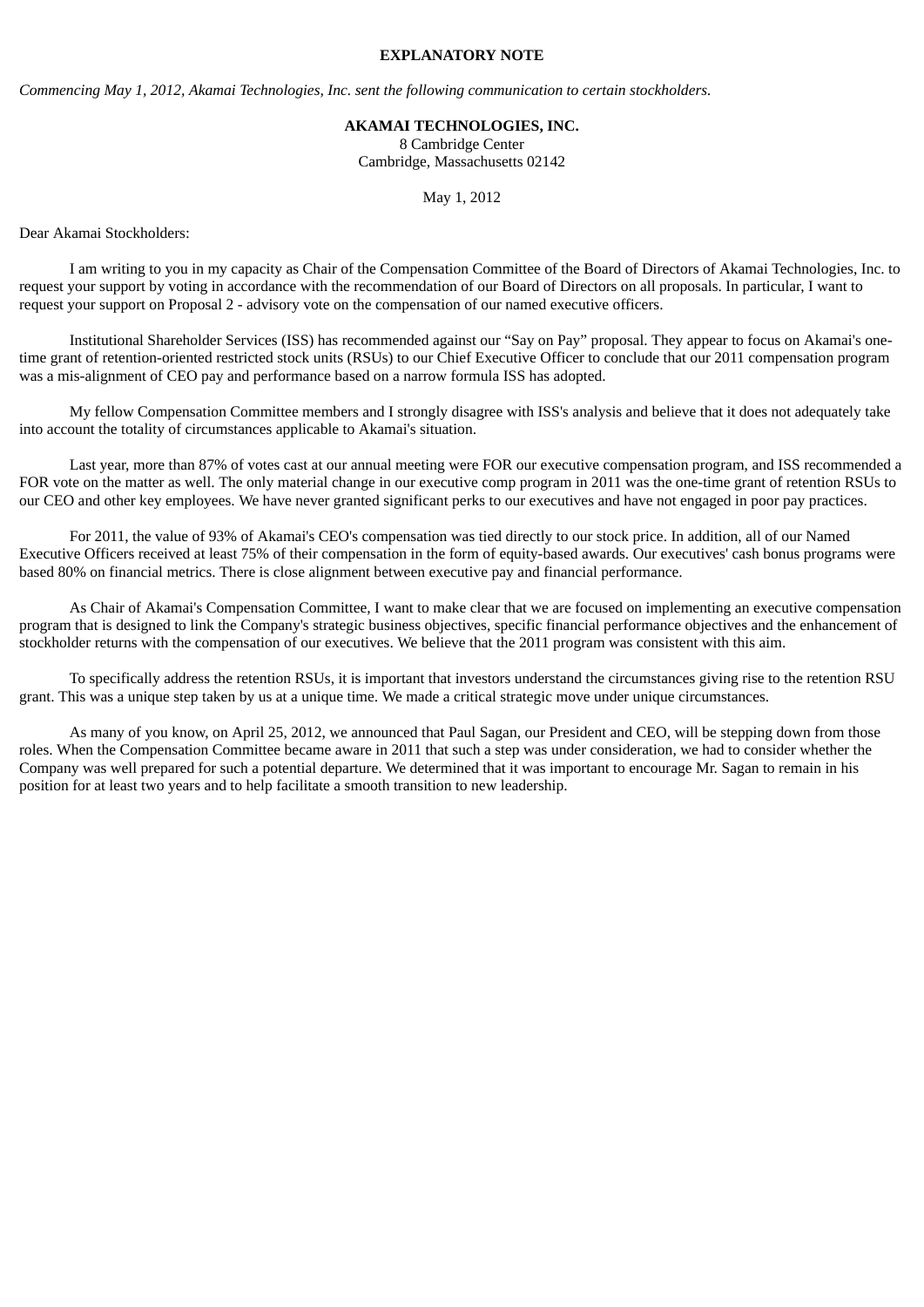**EXPLANATORY NOTE**

*Commencing May 1, 2012, Akamai Technologies, Inc. sent the following communication to certain stockholders.*

**AKAMAI TECHNOLOGIES, INC.**
8 Cambridge Center
Cambridge, Massachusetts 02142

May 1, 2012

Dear Akamai Stockholders:

I am writing to you in my capacity as Chair of the Compensation Committee of the Board of Directors of Akamai Technologies, Inc. to request your support by voting in accordance with the recommendation of our Board of Directors on all proposals. In particular, I want to request your support on Proposal 2 - advisory vote on the compensation of our named executive officers.

Institutional Shareholder Services (ISS) has recommended against our "Say on Pay" proposal. They appear to focus on Akamai's one-time grant of retention-oriented restricted stock units (RSUs) to our Chief Executive Officer to conclude that our 2011 compensation program was a mis-alignment of CEO pay and performance based on a narrow formula ISS has adopted.

My fellow Compensation Committee members and I strongly disagree with ISS's analysis and believe that it does not adequately take into account the totality of circumstances applicable to Akamai's situation.

Last year, more than 87% of votes cast at our annual meeting were FOR our executive compensation program, and ISS recommended a FOR vote on the matter as well. The only material change in our executive comp program in 2011 was the one-time grant of retention RSUs to our CEO and other key employees. We have never granted significant perks to our executives and have not engaged in poor pay practices.

For 2011, the value of 93% of Akamai's CEO's compensation was tied directly to our stock price. In addition, all of our Named Executive Officers received at least 75% of their compensation in the form of equity-based awards. Our executives' cash bonus programs were based 80% on financial metrics. There is close alignment between executive pay and financial performance.

As Chair of Akamai's Compensation Committee, I want to make clear that we are focused on implementing an executive compensation program that is designed to link the Company's strategic business objectives, specific financial performance objectives and the enhancement of stockholder returns with the compensation of our executives. We believe that the 2011 program was consistent with this aim.

To specifically address the retention RSUs, it is important that investors understand the circumstances giving rise to the retention RSU grant. This was a unique step taken by us at a unique time. We made a critical strategic move under unique circumstances.

As many of you know, on April 25, 2012, we announced that Paul Sagan, our President and CEO, will be stepping down from those roles. When the Compensation Committee became aware in 2011 that such a step was under consideration, we had to consider whether the Company was well prepared for such a potential departure. We determined that it was important to encourage Mr. Sagan to remain in his position for at least two years and to help facilitate a smooth transition to new leadership.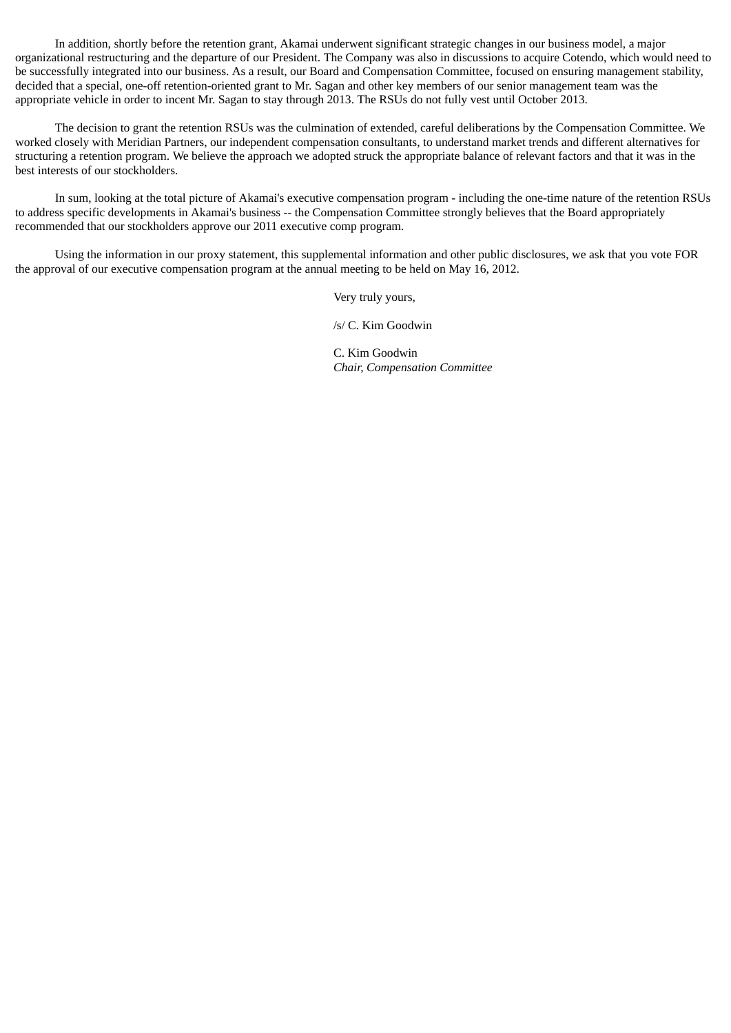In addition, shortly before the retention grant, Akamai underwent significant strategic changes in our business model, a major organizational restructuring and the departure of our President. The Company was also in discussions to acquire Cotendo, which would need to be successfully integrated into our business. As a result, our Board and Compensation Committee, focused on ensuring management stability, decided that a special, one-off retention-oriented grant to Mr. Sagan and other key members of our senior management team was the appropriate vehicle in order to incent Mr. Sagan to stay through 2013. The RSUs do not fully vest until October 2013.

The decision to grant the retention RSUs was the culmination of extended, careful deliberations by the Compensation Committee. We worked closely with Meridian Partners, our independent compensation consultants, to understand market trends and different alternatives for structuring a retention program. We believe the approach we adopted struck the appropriate balance of relevant factors and that it was in the best interests of our stockholders.

In sum, looking at the total picture of Akamai's executive compensation program - including the one-time nature of the retention RSUs to address specific developments in Akamai's business -- the Compensation Committee strongly believes that the Board appropriately recommended that our stockholders approve our 2011 executive comp program.

Using the information in our proxy statement, this supplemental information and other public disclosures, we ask that you vote FOR the approval of our executive compensation program at the annual meeting to be held on May 16, 2012.

Very truly yours,

/s/ C. Kim Goodwin

C. Kim Goodwin
*Chair, Compensation Committee*